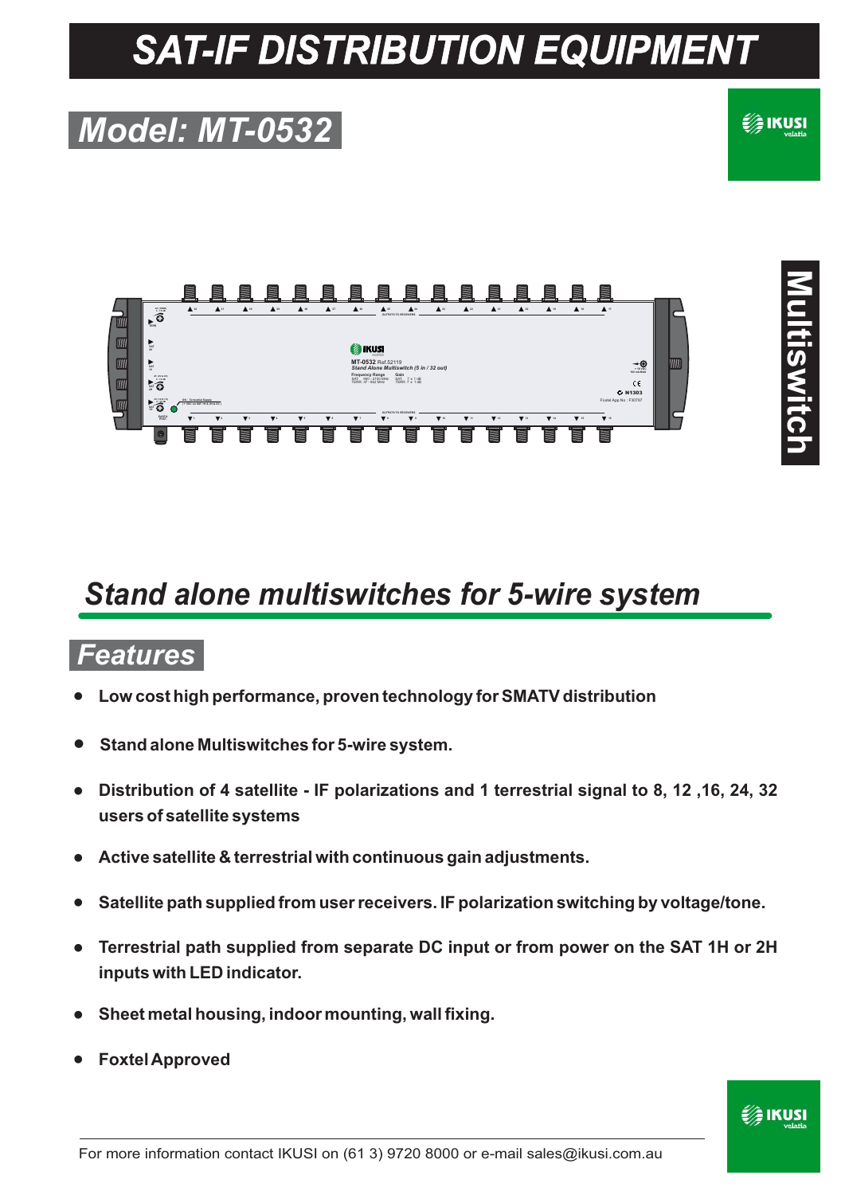# SAT-IF DISTRIBUTION EQUIPMENT

## Model: MT-0532

Multiswitch

## Stand alone multiswitches for 5-wire system

### Features

- Low cost high performance, proven technology for SMATV distribution
- Stand alone Multiswitches for 5-wire system.
- Distribution of 4 satellite - IF polarizations and 1 terrestrial signal to 8, 12 ,16, 24, 32 users of satellite systems
- Active satellite & terrestrial with continuous gain adjustments.
- Satellite path supplied from user receivers. IF polarization switching by voltage/tone.
- Terrestrial path supplied from separate DC input or from power on the SAT 1H or 2H inputs with LED indicator.
- Sheet metal housing, indoor mounting, wall fixing.
- Foxtel Approved

For more information contact IKUSI on (61 3) 9720 8000 or e-mail sales@ikusi.com.au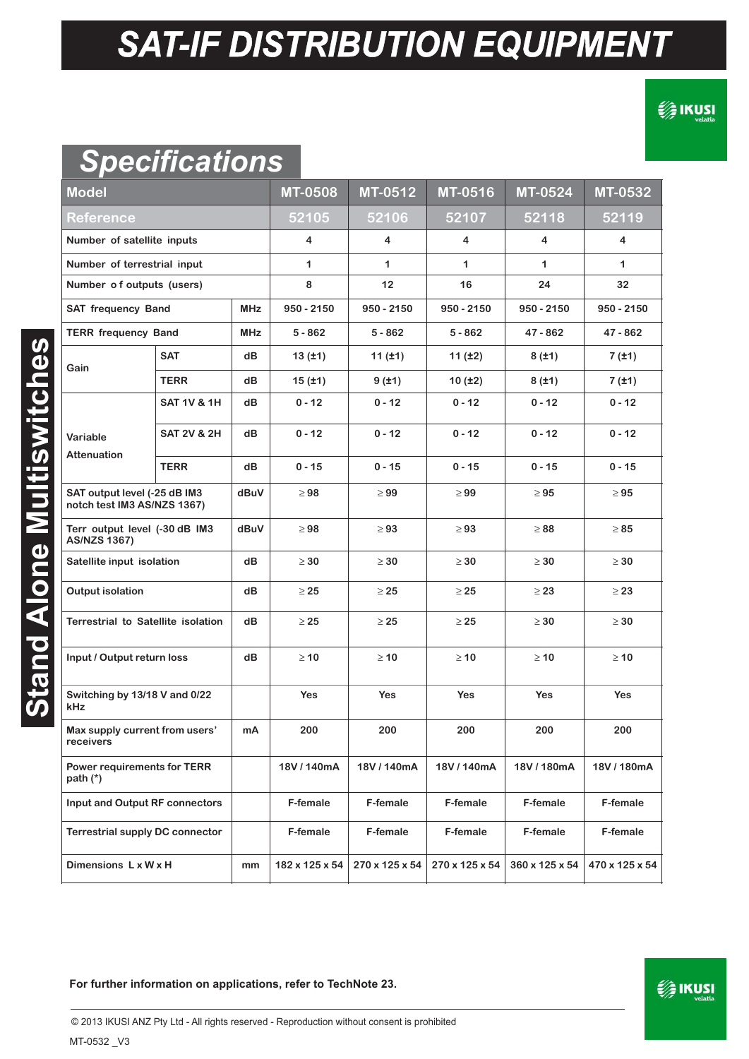# SAT-IF DISTRIBUTION EQUIPMENT

## Specifications

Stand Alone Multiswitches

| Model | | | MT-0508 | MT-0512 | MT-0516 | MT-0524 | MT-0532 |
|---|---|---|---|---|---|---|---|
| Reference | | | 52105 | 52106 | 52107 | 52118 | 52119 |
| Number of satellite inputs | | | 4 | 4 | 4 | 4 | 4 |
| Number of terrestrial input | | | 1 | 1 | 1 | 1 | 1 |
| Number o f outputs (users) | | | 8 | 12 | 16 | 24 | 32 |
| SAT frequency Band | | MHz | 950 - 2150 | 950 - 2150 | 950 - 2150 | 950 - 2150 | 950 - 2150 |
| TERR frequency Band | | MHz | 5 - 862 | 5 - 862 | 5 - 862 | 47 - 862 | 47 - 862 |
| Gain | SAT | dB | 13 (±1) | 11 (±1) | 11 (±2) | 8 (±1) | 7 (±1) |
| | TERR | dB | 15 (±1) | 9 (±1) | 10 (±2) | 8 (±1) | 7 (±1) |
| Variable Attenuation | SAT 1V & 1H | dB | 0 - 12 | 0 - 12 | 0 - 12 | 0 - 12 | 0 - 12 |
| | SAT 2V & 2H | dB | 0 - 12 | 0 - 12 | 0 - 12 | 0 - 12 | 0 - 12 |
| | TERR | dB | 0 - 15 | 0 - 15 | 0 - 15 | 0 - 15 | 0 - 15 |
| SAT output level (-25 dB IM3 notch test IM3 AS/NZS 1367) | | dBuV | ≥ 98 | ≥ 99 | ≥ 99 | ≥ 95 | ≥ 95 |
| Terr output level (-30 dB IM3 AS/NZS 1367) | | dBuV | ≥ 98 | ≥ 93 | ≥ 93 | ≥ 88 | ≥ 85 |
| Satellite input isolation | | dB | ≥ 30 | ≥ 30 | ≥ 30 | ≥ 30 | ≥ 30 |
| Output isolation | | dB | ≥ 25 | ≥ 25 | ≥ 25 | ≥ 23 | ≥ 23 |
| Terrestrial to Satellite isolation | | dB | ≥ 25 | ≥ 25 | ≥ 25 | ≥ 30 | ≥ 30 |
| Input / Output return loss | | dB | ≥ 10 | ≥ 10 | ≥ 10 | ≥ 10 | ≥ 10 |
| Switching by 13/18 V and 0/22 kHz | | | Yes | Yes | Yes | Yes | Yes |
| Max supply current from users' receivers | | mA | 200 | 200 | 200 | 200 | 200 |
| Power requirements for TERR path (*) | | | 18V / 140mA | 18V / 140mA | 18V / 140mA | 18V / 180mA | 18V / 180mA |
| Input and Output RF connectors | | | F-female | F-female | F-female | F-female | F-female |
| Terrestrial supply DC connector | | | F-female | F-female | F-female | F-female | F-female |
| Dimensions L x W x H | | mm | 182 x 125 x 54 | 270 x 125 x 54 | 270 x 125 x 54 | 360 x 125 x 54 | 470 x 125 x 54 |

**For further information on applications, refer to TechNote 23.**

© 2013 IKUSI ANZ Pty Ltd - All rights reserved - Reproduction without consent is prohibited

MT-0532 _V3